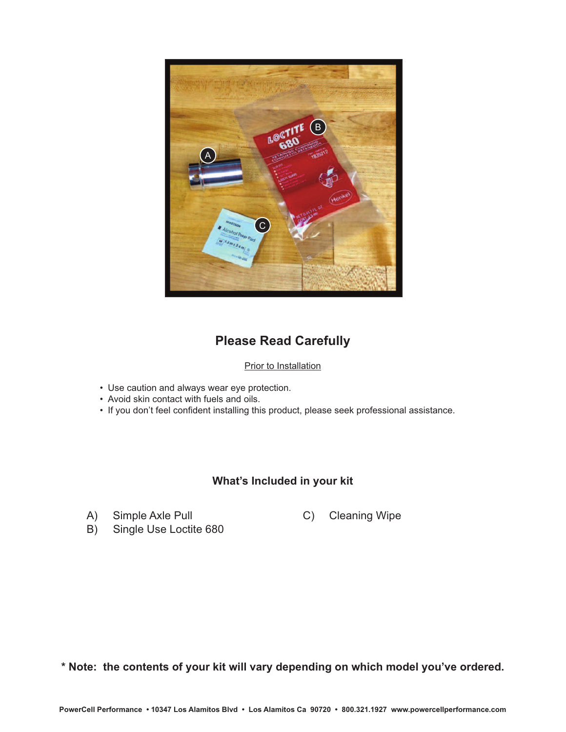## Please Read Carefully

Prior to Installation

- Use caution and always wear eye protection.
- Avoid skin contact with fuels and oils.
- If you don't feel confident installing this product, please seek professional assistance.

## What's Included in your kit

A) Simple Axle Pull

B) Single Use Loctite 680

C) Cleaning Wipe

**\* Note: the contents of your kit will vary depending on which model you've ordered.**

**PowerCell Performance • 10347 Los Alamitos Blvd • Los Alamitos Ca 90720 • 800.321.1927 www.powercellperformance.com**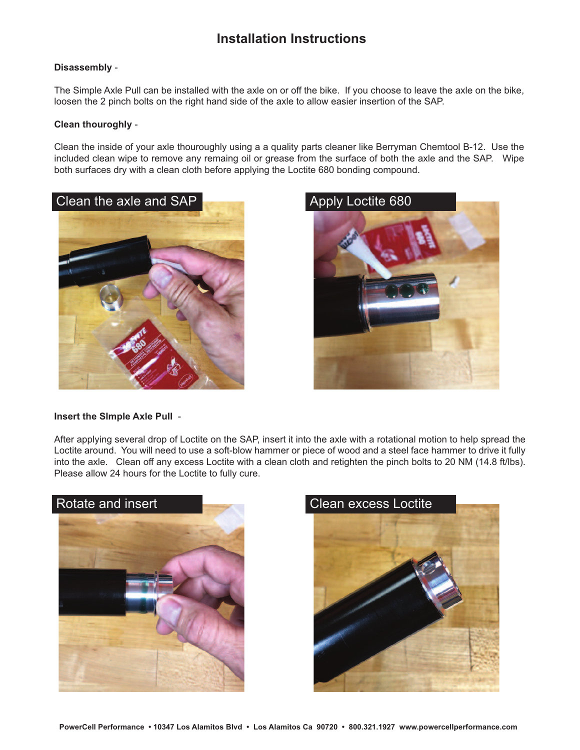# Installation Instructions

**Disassembly** -

The Simple Axle Pull can be installed with the axle on or off the bike. If you choose to leave the axle on the bike, loosen the 2 pinch bolts on the right hand side of the axle to allow easier insertion of the SAP.

**Clean thouroghly** -

Clean the inside of your axle thouroughly using a a quality parts cleaner like Berryman Chemtool B-12. Use the included clean wipe to remove any remaing oil or grease from the surface of both the axle and the SAP. Wipe both surfaces dry with a clean cloth before applying the Loctite 680 bonding compound.

Clean the axle and SAP

Apply Loctite 680

**Insert the SImple Axle Pull** -

After applying several drop of Loctite on the SAP, insert it into the axle with a rotational motion to help spread the Loctite around. You will need to use a soft-blow hammer or piece of wood and a steel face hammer to drive it fully into the axle. Clean off any excess Loctite with a clean cloth and retighten the pinch bolts to 20 NM (14.8 ft/lbs). Please allow 24 hours for the Loctite to fully cure.

Rotate and insert

Clean excess Loctite

PowerCell Performance • 10347 Los Alamitos Blvd • Los Alamitos Ca 90720 • 800.321.1927 www.powercellperformance.com